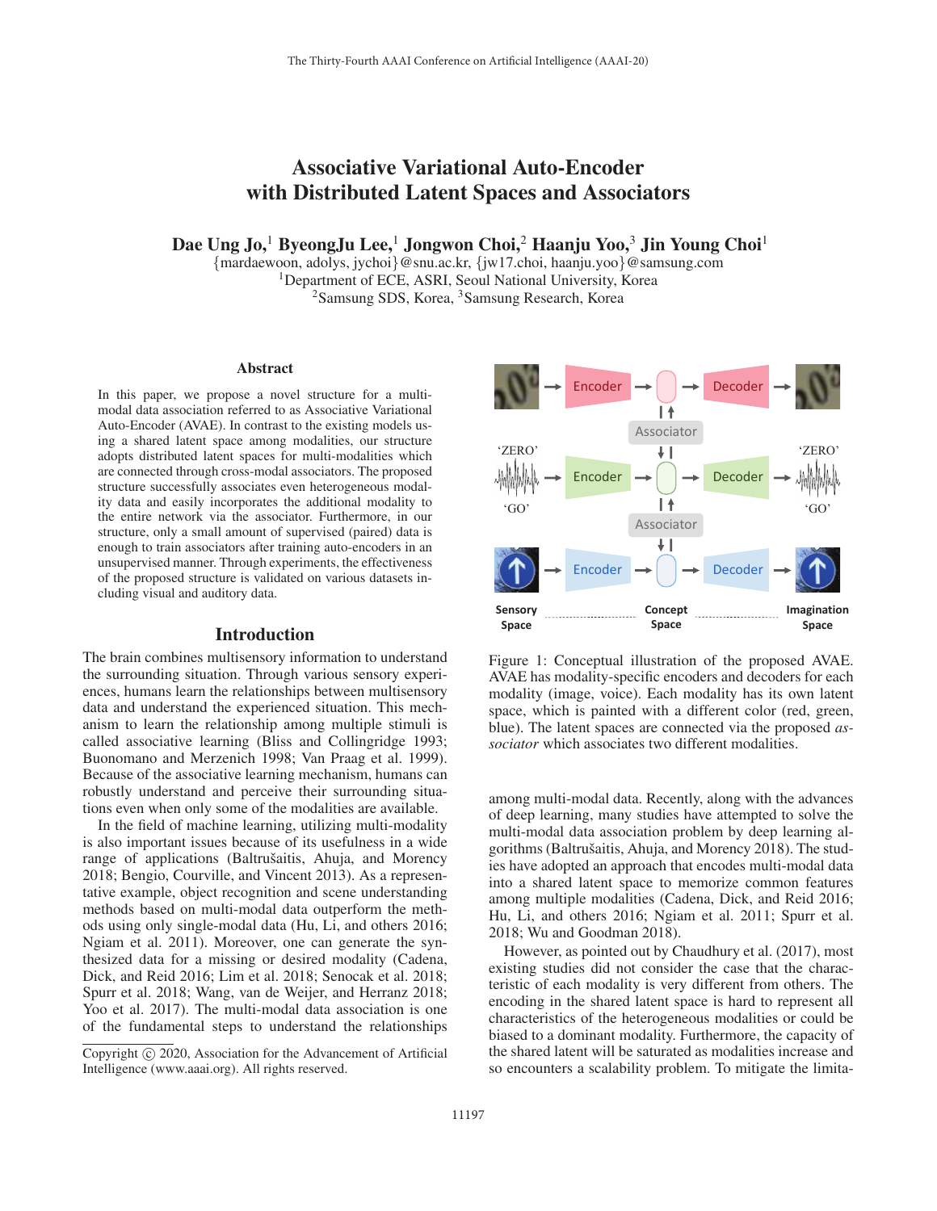# Associative Variational Auto-Encoder with Distributed Latent Spaces and Associators

**Dae Ung Jo,[1] ByeongJu Lee,[1] Jongwon Choi,[2] Haanju Yoo,[3] Jin Young Choi[1]**

{mardaewoon, adolys, jychoi}@snu.ac.kr, {jw17.choi, haanju.yoo}@samsung.com
[1]Department of ECE, ASRI, Seoul National University, Korea
[2]Samsung SDS, Korea, [3]Samsung Research, Korea

## Abstract

In this paper, we propose a novel structure for a multi-modal data association referred to as Associative Variational Auto-Encoder (AVAE). In contrast to the existing models using a shared latent space among modalities, our structure adopts distributed latent spaces for multi-modalities which are connected through cross-modal associators. The proposed structure successfully associates even heterogeneous modality data and easily incorporates the additional modality to the entire network via the associator. Furthermore, in our structure, only a small amount of supervised (paired) data is enough to train associators after training auto-encoders in an unsupervised manner. Through experiments, the effectiveness of the proposed structure is validated on various datasets including visual and auditory data.

## Introduction

The brain combines multisensory information to understand the surrounding situation. Through various sensory experiences, humans learn the relationships between multisensory data and understand the experienced situation. This mechanism to learn the relationship among multiple stimuli is called associative learning (Bliss and Collingridge 1993; Buonomano and Merzenich 1998; Van Praag et al. 1999). Because of the associative learning mechanism, humans can robustly understand and perceive their surrounding situations even when only some of the modalities are available.

In the field of machine learning, utilizing multi-modality is also important issues because of its usefulness in a wide range of applications (Baltrušaitis, Ahuja, and Morency 2018; Bengio, Courville, and Vincent 2013). As a representative example, object recognition and scene understanding methods based on multi-modal data outperform the methods using only single-modal data (Hu, Li, and others 2016; Ngiam et al. 2011). Moreover, one can generate the synthesized data for a missing or desired modality (Cadena, Dick, and Reid 2016; Lim et al. 2018; Senocak et al. 2018; Spurr et al. 2018; Wang, van de Weijer, and Herranz 2018; Yoo et al. 2017). The multi-modal data association is one of the fundamental steps to understand the relationships among multi-modal data. Recently, along with the advances of deep learning, many studies have attempted to solve the multi-modal data association problem by deep learning algorithms (Baltrušaitis, Ahuja, and Morency 2018). The studies have adopted an approach that encodes multi-modal data into a shared latent space to memorize common features among multiple modalities (Cadena, Dick, and Reid 2016; Hu, Li, and others 2016; Ngiam et al. 2011; Spurr et al. 2018; Wu and Goodman 2018).

However, as pointed out by Chaudhury et al. (2017), most existing studies did not consider the case that the characteristic of each modality is very different from others. The encoding in the shared latent space is hard to represent all characteristics of the heterogeneous modalities or could be biased to a dominant modality. Furthermore, the capacity of the shared latent will be saturated as modalities increase and so encounters a scalability problem. To mitigate the limita-

Figure 1: Conceptual illustration of the proposed AVAE. AVAE has modality-specific encoders and decoders for each modality (image, voice). Each modality has its own latent space, which is painted with a different color (red, green, blue). The latent spaces are connected via the proposed *associator* which associates two different modalities.

Copyright © 2020, Association for the Advancement of Artificial Intelligence (www.aaai.org). All rights reserved.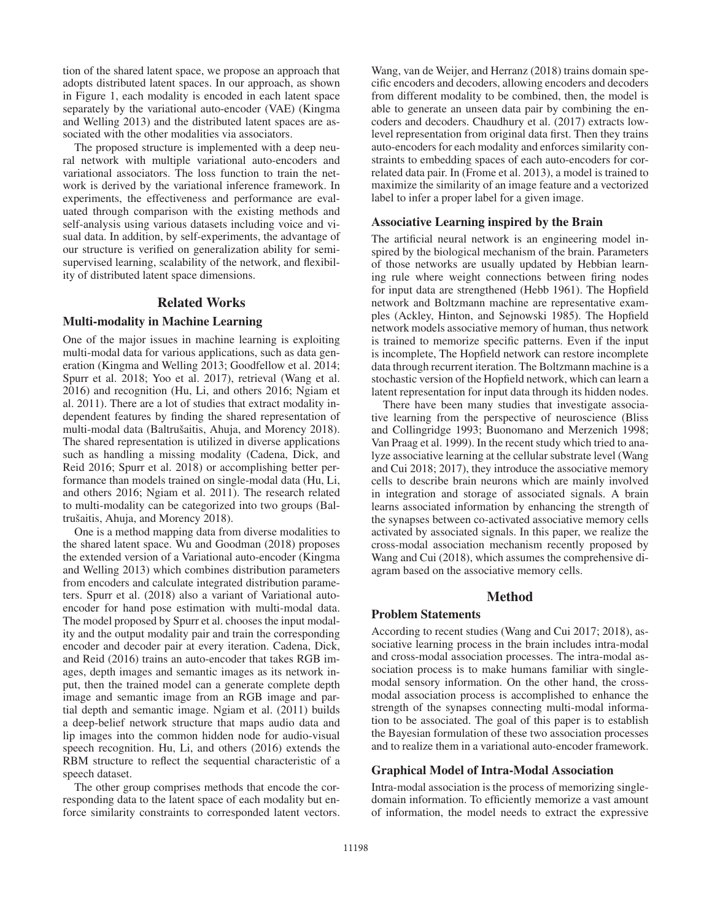tion of the shared latent space, we propose an approach that adopts distributed latent spaces. In our approach, as shown in Figure 1, each modality is encoded in each latent space separately by the variational auto-encoder (VAE) (Kingma and Welling 2013) and the distributed latent spaces are associated with the other modalities via associators.

The proposed structure is implemented with a deep neural network with multiple variational auto-encoders and variational associators. The loss function to train the network is derived by the variational inference framework. In experiments, the effectiveness and performance are evaluated through comparison with the existing methods and self-analysis using various datasets including voice and visual data. In addition, by self-experiments, the advantage of our structure is verified on generalization ability for semi-supervised learning, scalability of the network, and flexibility of distributed latent space dimensions.

## Related Works

### Multi-modality in Machine Learning

One of the major issues in machine learning is exploiting multi-modal data for various applications, such as data generation (Kingma and Welling 2013; Goodfellow et al. 2014; Spurr et al. 2018; Yoo et al. 2017), retrieval (Wang et al. 2016) and recognition (Hu, Li, and others 2016; Ngiam et al. 2011). There are a lot of studies that extract modality independent features by finding the shared representation of multi-modal data (Baltrušaitis, Ahuja, and Morency 2018). The shared representation is utilized in diverse applications such as handling a missing modality (Cadena, Dick, and Reid 2016; Spurr et al. 2018) or accomplishing better performance than models trained on single-modal data (Hu, Li, and others 2016; Ngiam et al. 2011). The research related to multi-modality can be categorized into two groups (Baltrušaitis, Ahuja, and Morency 2018).

One is a method mapping data from diverse modalities to the shared latent space. Wu and Goodman (2018) proposes the extended version of a Variational auto-encoder (Kingma and Welling 2013) which combines distribution parameters from encoders and calculate integrated distribution parameters. Spurr et al. (2018) also a variant of Variational auto-encoder for hand pose estimation with multi-modal data. The model proposed by Spurr et al. chooses the input modality and the output modality pair and train the corresponding encoder and decoder pair at every iteration. Cadena, Dick, and Reid (2016) trains an auto-encoder that takes RGB images, depth images and semantic images as its network input, then the trained model can a generate complete depth image and semantic image from an RGB image and partial depth and semantic image. Ngiam et al. (2011) builds a deep-belief network structure that maps audio data and lip images into the common hidden node for audio-visual speech recognition. Hu, Li, and others (2016) extends the RBM structure to reflect the sequential characteristic of a speech dataset.

The other group comprises methods that encode the corresponding data to the latent space of each modality but enforce similarity constraints to corresponded latent vectors. Wang, van de Weijer, and Herranz (2018) trains domain specific encoders and decoders, allowing encoders and decoders from different modality to be combined, then, the model is able to generate an unseen data pair by combining the encoders and decoders. Chaudhury et al. (2017) extracts low-level representation from original data first. Then they trains auto-encoders for each modality and enforces similarity constraints to embedding spaces of each auto-encoders for correlated data pair. In (Frome et al. 2013), a model is trained to maximize the similarity of an image feature and a vectorized label to infer a proper label for a given image.

### Associative Learning inspired by the Brain

The artificial neural network is an engineering model inspired by the biological mechanism of the brain. Parameters of those networks are usually updated by Hebbian learning rule where weight connections between firing nodes for input data are strengthened (Hebb 1961). The Hopfield network and Boltzmann machine are representative examples (Ackley, Hinton, and Sejnowski 1985). The Hopfield network models associative memory of human, thus network is trained to memorize specific patterns. Even if the input is incomplete, The Hopfield network can restore incomplete data through recurrent iteration. The Boltzmann machine is a stochastic version of the Hopfield network, which can learn a latent representation for input data through its hidden nodes.

There have been many studies that investigate associative learning from the perspective of neuroscience (Bliss and Collingridge 1993; Buonomano and Merzenich 1998; Van Praag et al. 1999). In the recent study which tried to analyze associative learning at the cellular substrate level (Wang and Cui 2018; 2017), they introduce the associative memory cells to describe brain neurons which are mainly involved in integration and storage of associated signals. A brain learns associated information by enhancing the strength of the synapses between co-activated associative memory cells activated by associated signals. In this paper, we realize the cross-modal association mechanism recently proposed by Wang and Cui (2018), which assumes the comprehensive diagram based on the associative memory cells.

## Method

### Problem Statements

According to recent studies (Wang and Cui 2017; 2018), associative learning process in the brain includes intra-modal and cross-modal association processes. The intra-modal association process is to make humans familiar with single-modal sensory information. On the other hand, the cross-modal association process is accomplished to enhance the strength of the synapses connecting multi-modal information to be associated. The goal of this paper is to establish the Bayesian formulation of these two association processes and to realize them in a variational auto-encoder framework.

### Graphical Model of Intra-Modal Association

Intra-modal association is the process of memorizing single-domain information. To efficiently memorize a vast amount of information, the model needs to extract the expressive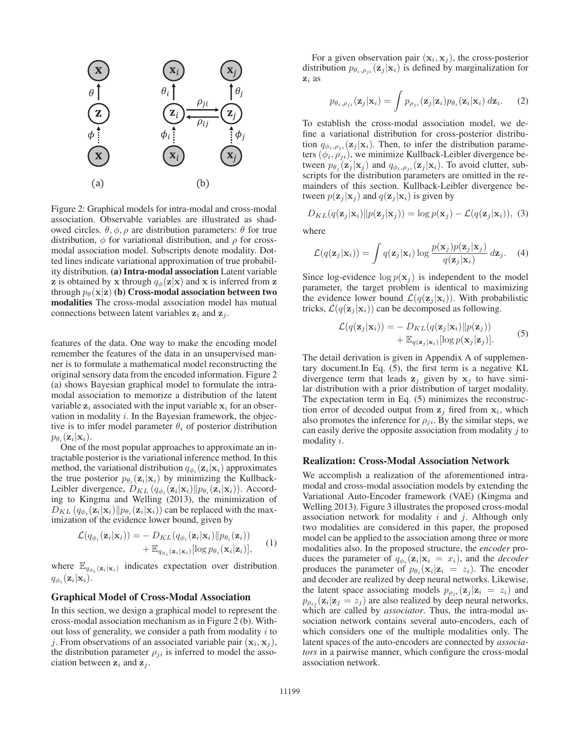Figure 2: Graphical models for intra-modal and cross-modal association. Observable variables are illustrated as shadowed circles. $\theta, \phi, \rho$ are distribution parameters: $\theta$ for true distribution, $\phi$ for variational distribution, and $\rho$ for cross-modal association model. Subscripts denote modality. Dotted lines indicate variational approximation of true probability distribution. **(a) Intra-modal association** Latent variable $\mathbf{z}$ is obtained by $\mathbf{x}$ through $q_\phi(\mathbf{z}|\mathbf{x})$ and $\mathbf{x}$ is inferred from $\mathbf{z}$ through $p_\theta(\mathbf{x}|\mathbf{z})$ **(b) Cross-modal association between two modalities** The cross-modal association model has mutual connections between latent variables $\mathbf{z}_i$ and $\mathbf{z}_j$.

features of the data. One way to make the encoding model remember the features of the data in an unsupervised manner is to formulate a mathematical model reconstructing the original sensory data from the encoded information. Figure 2 (a) shows Bayesian graphical model to formulate the intra-modal association to memorize a distribution of the latent variable $\mathbf{z}_i$ associated with the input variable $\mathbf{x}_i$ for an observation in modality $i$. In the Bayesian framework, the objective is to infer model parameter $\theta_i$ of posterior distribution $p_{\theta_i}(\mathbf{z}_i|\mathbf{x}_i)$.

One of the most popular approaches to approximate an intractable posterior is the variational inference method. In this method, the variational distribution $q_{\phi_i}(\mathbf{z}_i|\mathbf{x}_i)$ approximates the true posterior $p_{\theta_i}(\mathbf{z}_i|\mathbf{x}_i)$ by minimizing the Kullback-Leibler divergence, $D_{KL}\left(q_{\phi_i}(\mathbf{z}_i|\mathbf{x}_i)\|p_{\theta_i}(\mathbf{z}_i|\mathbf{x}_i)\right)$. According to Kingma and Welling (2013), the minimization of $D_{KL}\left(q_{\phi_i}(\mathbf{z}_i|\mathbf{x}_i)\|p_{\theta_i}(\mathbf{z}_i|\mathbf{x}_i)\right)$ can be replaced with the maximization of the evidence lower bound, given by

$$\begin{aligned}\mathcal{L}(q_{\phi_i}(\mathbf{z}_i|\mathbf{x}_i)) = &- D_{KL}(q_{\phi_i}(\mathbf{z}_i|\mathbf{x}_i)\|p_{\theta_i}(\mathbf{z}_i)) \\ &+ \mathbb{E}_{q_{\phi_i}(\mathbf{z}_i|\mathbf{x}_i)}[\log p_{\theta_i}(\mathbf{x}_i|\mathbf{z}_i)],\end{aligned} \tag{1}$$

where $\mathbb{E}_{q_{\phi_i}(\mathbf{z}_i|\mathbf{x}_i)}$ indicates expectation over distribution $q_{\phi_i}(\mathbf{z}_i|\mathbf{x}_i)$.

### Graphical Model of Cross-Modal Association

In this section, we design a graphical model to represent the cross-modal association mechanism as in Figure 2 (b). Without loss of generality, we consider a path from modality $i$ to $j$. From observations of an associated variable pair $(\mathbf{x}_i, \mathbf{x}_j)$, the distribution parameter $\rho_{ji}$ is inferred to model the association between $\mathbf{z}_i$ and $\mathbf{z}_j$.

For a given observation pair $(\mathbf{x}_i, \mathbf{x}_j)$, the cross-posterior distribution $p_{\theta_i,\rho_{ji}}(\mathbf{z}_j|\mathbf{x}_i)$ is defined by marginalization for $\mathbf{z}_i$ as

$$p_{\theta_i,\rho_{ji}}(\mathbf{z}_j|\mathbf{x}_i) = \int p_{\rho_{ji}}(\mathbf{z}_j|\mathbf{z}_i)p_{\theta_i}(\mathbf{z}_i|\mathbf{x}_i)\, d\mathbf{z}_i. \tag{2}$$

To establish the cross-modal association model, we define a variational distribution for cross-posterior distribution $q_{\phi_i,\rho_{ji}}(\mathbf{z}_j|\mathbf{x}_i)$. Then, to infer the distribution parameters $(\phi_i, \rho_{ji})$, we minimize Kullback-Leibler divergence between $p_{\theta_j}(\mathbf{z}_j|\mathbf{x}_j)$ and $q_{\phi_i,\rho_{ji}}(\mathbf{z}_j|\mathbf{x}_i)$. To avoid clutter, subscripts for the distribution parameters are omitted in the remainders of this section. Kullback-Leibler divergence between $p(\mathbf{z}_j|\mathbf{x}_j)$ and $q(\mathbf{z}_j|\mathbf{x}_i)$ is given by

$$D_{KL}(q(\mathbf{z}_j|\mathbf{x}_i)\|p(\mathbf{z}_j|\mathbf{x}_j)) = \log p(\mathbf{x}_j) - \mathcal{L}(q(\mathbf{z}_j|\mathbf{x}_i)), \tag{3}$$

where

$$\mathcal{L}(q(\mathbf{z}_j|\mathbf{x}_i)) = \int q(\mathbf{z}_j|\mathbf{x}_i) \log \frac{p(\mathbf{x}_j)p(\mathbf{z}_j|\mathbf{x}_j)}{q(\mathbf{z}_j|\mathbf{x}_i)}\, d\mathbf{z}_j. \tag{4}$$

Since log-evidence $\log p(\mathbf{x}_j)$ is independent to the model parameter, the target problem is identical to maximizing the evidence lower bound $\mathcal{L}(q(\mathbf{z}_j|\mathbf{x}_i))$. With probabilistic tricks, $\mathcal{L}(q(\mathbf{z}_j|\mathbf{x}_i))$ can be decomposed as following.

$$\begin{aligned}\mathcal{L}(q(\mathbf{z}_j|\mathbf{x}_i)) = &- D_{KL}(q(\mathbf{z}_j|\mathbf{x}_i)\|p(\mathbf{z}_j)) \\ &+ \mathbb{E}_{q(\mathbf{z}_j|\mathbf{x}_i)}[\log p(\mathbf{x}_j|\mathbf{z}_j)].\end{aligned} \tag{5}$$

The detail derivation is given in Appendix A of supplementary document.In Eq. (5), the first term is a negative KL divergence term that leads $\mathbf{z}_j$ given by $\mathbf{x}_j$ to have similar distribution with a prior distribution of target modality. The expectation term in Eq. (5) minimizes the reconstruction error of decoded output from $\mathbf{z}_j$ fired from $\mathbf{x}_i$, which also promotes the inference for $\rho_{ji}$. By the similar steps, we can easily derive the opposite association from modality $j$ to modality $i$.

### Realization: Cross-Modal Association Network

We accomplish a realization of the aforementioned intra-modal and cross-modal association models by extending the Variational Auto-Encoder framework (VAE) (Kingma and Welling 2013). Figure 3 illustrates the proposed cross-modal association network for modality $i$ and $j$. Although only two modalities are considered in this paper, the proposed model can be applied to the association among three or more modalities also. In the proposed structure, the *encoder* produces the parameter of $q_{\phi_i}(\mathbf{z}_i|\mathbf{x}_i = x_i)$, and the *decoder* produces the parameter of $p_{\theta_i}(\mathbf{x}_i|\mathbf{z}_i = z_i)$. The encoder and decoder are realized by deep neural networks. Likewise, the latent space associating models $p_{\rho_{ji}}(\mathbf{z}_j|\mathbf{z}_i = z_i)$ and $p_{\rho_{ij}}(\mathbf{z}_i|\mathbf{z}_j = z_j)$ are also realized by deep neural networks, which are called by *associator*. Thus, the intra-modal association network contains several auto-encoders, each of which considers one of the multiple modalities only. The latent spaces of the auto-encoders are connected by *associators* in a pairwise manner, which configure the cross-modal association network.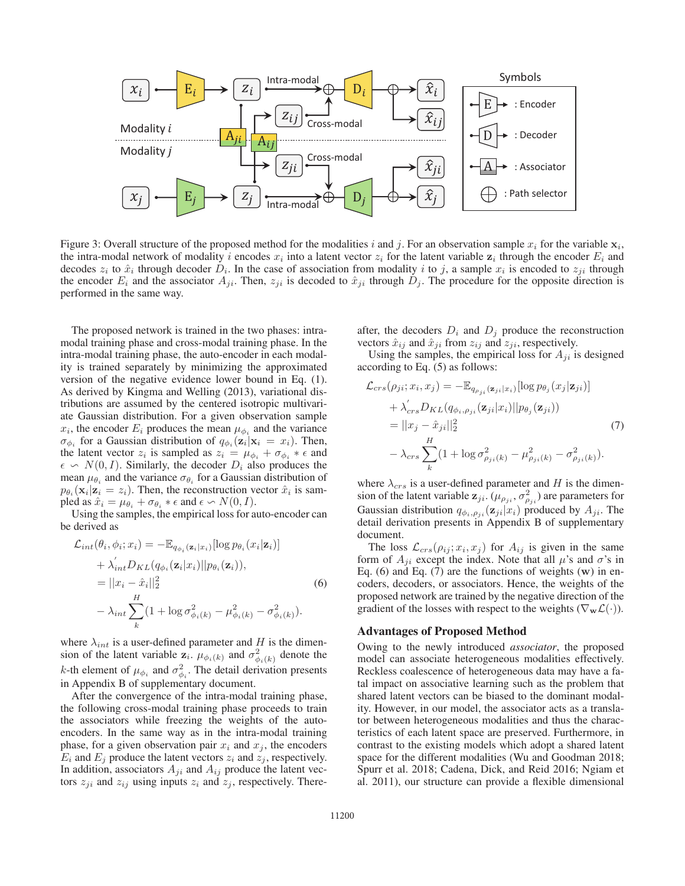Figure 3: Overall structure of the proposed method for the modalities $i$ and $j$. For an observation sample $x_i$ for the variable $\mathbf{x}_i$, the intra-modal network of modality $i$ encodes $x_i$ into a latent vector $z_i$ for the latent variable $\mathbf{z}_i$ through the encoder $E_i$ and decodes $z_i$ to $\hat{x}_i$ through decoder $D_i$. In the case of association from modality $i$ to $j$, a sample $x_i$ is encoded to $z_{ji}$ through the encoder $E_i$ and the associator $A_{ji}$. Then, $z_{ji}$ is decoded to $\hat{x}_{ji}$ through $D_j$. The procedure for the opposite direction is performed in the same way.

The proposed network is trained in the two phases: intra-modal training phase and cross-modal training phase. In the intra-modal training phase, the auto-encoder in each modality is trained separately by minimizing the approximated version of the negative evidence lower bound in Eq. (1). As derived by Kingma and Welling (2013), variational distributions are assumed by the centered isotropic multivariate Gaussian distribution. For a given observation sample $x_i$, the encoder $E_i$ produces the mean $\mu_{\phi_i}$ and the variance $\sigma_{\phi_i}$ for a Gaussian distribution of $q_{\phi_i}(\mathbf{z}_i|\mathbf{x}_i = x_i)$. Then, the latent vector $z_i$ is sampled as $z_i = \mu_{\phi_i} + \sigma_{\phi_i} * \epsilon$ and $\epsilon \backsim N(0, I)$. Similarly, the decoder $D_i$ also produces the mean $\mu_{\theta_i}$ and the variance $\sigma_{\theta_i}$ for a Gaussian distribution of $p_{\theta_i}(\mathbf{x}_i|\mathbf{z}_i = z_i)$. Then, the reconstruction vector $\hat{x}_i$ is sampled as $\hat{x}_i = \mu_{\theta_i} + \sigma_{\theta_i} * \epsilon$ and $\epsilon \backsim N(0, I)$.

Using the samples, the empirical loss for auto-encoder can be derived as

$$
\begin{aligned}
\mathcal{L}_{int}(\theta_i, \phi_i; x_i) &= -\mathbb{E}_{q_{\phi_i}(\mathbf{z}_i|x_i)}[\log p_{\theta_i}(x_i|\mathbf{z}_i)] \\
&\quad + \lambda'_{int} D_{KL}(q_{\phi_i}(\mathbf{z}_i|x_i)||p_{\theta_i}(\mathbf{z}_i)), \\
&= ||x_i - \hat{x}_i||_2^2 \\
&\quad - \lambda_{int} \sum_k^H (1 + \log \sigma^2_{\phi_i(k)} - \mu^2_{\phi_i(k)} - \sigma^2_{\phi_i(k)}).
\end{aligned}
\tag{6}
$$

where $\lambda_{int}$ is a user-defined parameter and $H$ is the dimension of the latent variable $\mathbf{z}_i$. $\mu_{\phi_i(k)}$ and $\sigma^2_{\phi_i(k)}$ denote the $k$-th element of $\mu_{\phi_i}$ and $\sigma^2_{\phi_i}$. The detail derivation presents in Appendix B of supplementary document.

After the convergence of the intra-modal training phase, the following cross-modal training phase proceeds to train the associators while freezing the weights of the auto-encoders. In the same way as in the intra-modal training phase, for a given observation pair $x_i$ and $x_j$, the encoders $E_i$ and $E_j$ produce the latent vectors $z_i$ and $z_j$, respectively. In addition, associators $A_{ji}$ and $A_{ij}$ produce the latent vectors $z_{ji}$ and $z_{ij}$ using inputs $z_i$ and $z_j$, respectively. Thereafter, the decoders $D_i$ and $D_j$ produce the reconstruction vectors $\hat{x}_{ij}$ and $\hat{x}_{ji}$ from $z_{ij}$ and $z_{ji}$, respectively.

Using the samples, the empirical loss for $A_{ji}$ is designed according to Eq. (5) as follows:

$$
\begin{aligned}
\mathcal{L}_{crs}(\rho_{ji}; x_i, x_j) &= -\mathbb{E}_{q_{\rho_{ji}}(\mathbf{z}_{ji}|x_i)}[\log p_{\theta_j}(x_j|\mathbf{z}_{ji})] \\
&\quad + \lambda'_{crs} D_{KL}(q_{\phi_i,\rho_{ji}}(\mathbf{z}_{ji}|x_i)||p_{\theta_j}(\mathbf{z}_{ji})) \\
&= ||x_j - \hat{x}_{ji}||_2^2 \\
&\quad - \lambda_{crs} \sum_k^H (1 + \log \sigma^2_{\rho_{ji}(k)} - \mu^2_{\rho_{ji}(k)} - \sigma^2_{\rho_{ji}(k)}).
\end{aligned}
\tag{7}
$$

where $\lambda_{crs}$ is a user-defined parameter and $H$ is the dimension of the latent variable $\mathbf{z}_{ji}$. $(\mu_{\rho_{ji}}, \sigma^2_{\rho_{ji}})$ are parameters for Gaussian distribution $q_{\phi_i,\rho_{ji}}(\mathbf{z}_{ji}|x_i)$ produced by $A_{ji}$. The detail derivation presents in Appendix B of supplementary document.

The loss $\mathcal{L}_{crs}(\rho_{ij}; x_i, x_j)$ for $A_{ij}$ is given in the same form of $A_{ji}$ except the index. Note that all $\mu$'s and $\sigma$'s in Eq. (6) and Eq. (7) are the functions of weights ($\mathbf{w}$) in encoders, decoders, or associators. Hence, the weights of the proposed network are trained by the negative direction of the gradient of the losses with respect to the weights ($\nabla_{\mathbf{w}}\mathcal{L}(\cdot)$).

## Advantages of Proposed Method

Owing to the newly introduced *associator*, the proposed model can associate heterogeneous modalities effectively. Reckless coalescence of heterogeneous data may have a fatal impact on associative learning such as the problem that shared latent vectors can be biased to the dominant modality. However, in our model, the associator acts as a translator between heterogeneous modalities and thus the characteristics of each latent space are preserved. Furthermore, in contrast to the existing models which adopt a shared latent space for the different modalities (Wu and Goodman 2018; Spurr et al. 2018; Cadena, Dick, and Reid 2016; Ngiam et al. 2011), our structure can provide a flexible dimensional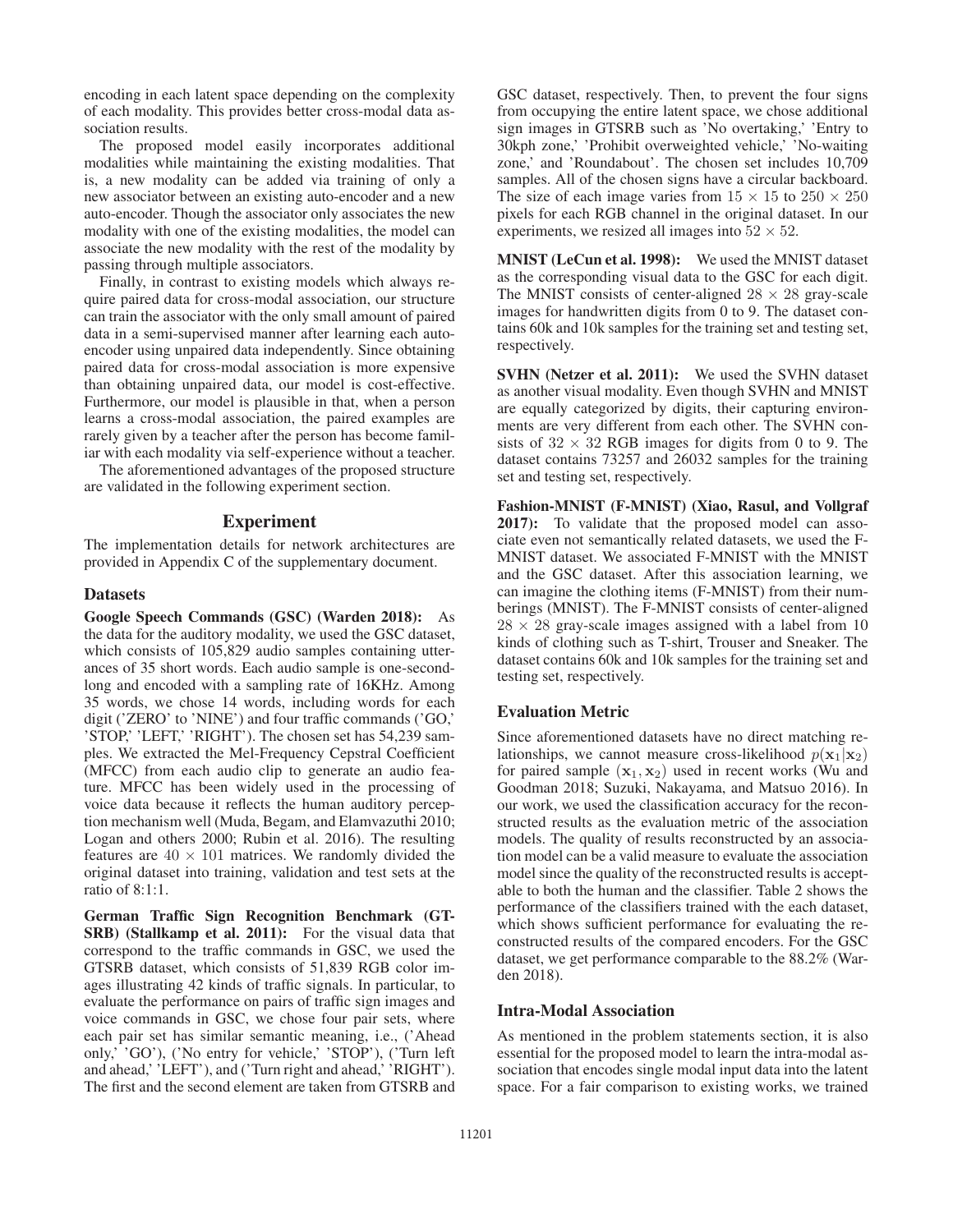encoding in each latent space depending on the complexity of each modality. This provides better cross-modal data association results.

The proposed model easily incorporates additional modalities while maintaining the existing modalities. That is, a new modality can be added via training of only a new associator between an existing auto-encoder and a new auto-encoder. Though the associator only associates the new modality with one of the existing modalities, the model can associate the new modality with the rest of the modality by passing through multiple associators.

Finally, in contrast to existing models which always require paired data for cross-modal association, our structure can train the associator with the only small amount of paired data in a semi-supervised manner after learning each auto-encoder using unpaired data independently. Since obtaining paired data for cross-modal association is more expensive than obtaining unpaired data, our model is cost-effective. Furthermore, our model is plausible in that, when a person learns a cross-modal association, the paired examples are rarely given by a teacher after the person has become familiar with each modality via self-experience without a teacher.

The aforementioned advantages of the proposed structure are validated in the following experiment section.

## Experiment

The implementation details for network architectures are provided in Appendix C of the supplementary document.

### Datasets

**Google Speech Commands (GSC) (Warden 2018):** As the data for the auditory modality, we used the GSC dataset, which consists of 105,829 audio samples containing utterances of 35 short words. Each audio sample is one-second-long and encoded with a sampling rate of 16KHz. Among 35 words, we chose 14 words, including words for each digit ('ZERO' to 'NINE') and four traffic commands ('GO,' 'STOP,' 'LEFT,' 'RIGHT'). The chosen set has 54,239 samples. We extracted the Mel-Frequency Cepstral Coefficient (MFCC) from each audio clip to generate an audio feature. MFCC has been widely used in the processing of voice data because it reflects the human auditory perception mechanism well (Muda, Begam, and Elamvazuthi 2010; Logan and others 2000; Rubin et al. 2016). The resulting features are $40 \times 101$ matrices. We randomly divided the original dataset into training, validation and test sets at the ratio of 8:1:1.

**German Traffic Sign Recognition Benchmark (GTSRB) (Stallkamp et al. 2011):** For the visual data that correspond to the traffic commands in GSC, we used the GTSRB dataset, which consists of 51,839 RGB color images illustrating 42 kinds of traffic signals. In particular, to evaluate the performance on pairs of traffic sign images and voice commands in GSC, we chose four pair sets, where each pair set has similar semantic meaning, i.e., ('Ahead only,' 'GO'), ('No entry for vehicle,' 'STOP'), ('Turn left and ahead,' 'LEFT'), and ('Turn right and ahead,' 'RIGHT'). The first and the second element are taken from GTSRB and GSC dataset, respectively. Then, to prevent the four signs from occupying the entire latent space, we chose additional sign images in GTSRB such as 'No overtaking,' 'Entry to 30kph zone,' 'Prohibit overweighted vehicle,' 'No-waiting zone,' and 'Roundabout'. The chosen set includes 10,709 samples. All of the chosen signs have a circular backboard. The size of each image varies from $15 \times 15$ to $250 \times 250$ pixels for each RGB channel in the original dataset. In our experiments, we resized all images into $52 \times 52$.

**MNIST (LeCun et al. 1998):** We used the MNIST dataset as the corresponding visual data to the GSC for each digit. The MNIST consists of center-aligned $28 \times 28$ gray-scale images for handwritten digits from 0 to 9. The dataset contains 60k and 10k samples for the training set and testing set, respectively.

**SVHN (Netzer et al. 2011):** We used the SVHN dataset as another visual modality. Even though SVHN and MNIST are equally categorized by digits, their capturing environments are very different from each other. The SVHN consists of $32 \times 32$ RGB images for digits from 0 to 9. The dataset contains 73257 and 26032 samples for the training set and testing set, respectively.

**Fashion-MNIST (F-MNIST) (Xiao, Rasul, and Vollgraf 2017):** To validate that the proposed model can associate even not semantically related datasets, we used the F-MNIST dataset. We associated F-MNIST with the MNIST and the GSC dataset. After this association learning, we can imagine the clothing items (F-MNIST) from their numberings (MNIST). The F-MNIST consists of center-aligned $28 \times 28$ gray-scale images assigned with a label from 10 kinds of clothing such as T-shirt, Trouser and Sneaker. The dataset contains 60k and 10k samples for the training set and testing set, respectively.

### Evaluation Metric

Since aforementioned datasets have no direct matching relationships, we cannot measure cross-likelihood $p(\mathbf{x}_1|\mathbf{x}_2)$ for paired sample $(\mathbf{x}_1, \mathbf{x}_2)$ used in recent works (Wu and Goodman 2018; Suzuki, Nakayama, and Matsuo 2016). In our work, we used the classification accuracy for the reconstructed results as the evaluation metric of the association models. The quality of results reconstructed by an association model can be a valid measure to evaluate the association model since the quality of the reconstructed results is acceptable to both the human and the classifier. Table 2 shows the performance of the classifiers trained with the each dataset, which shows sufficient performance for evaluating the reconstructed results of the compared encoders. For the GSC dataset, we get performance comparable to the 88.2% (Warden 2018).

### Intra-Modal Association

As mentioned in the problem statements section, it is also essential for the proposed model to learn the intra-modal association that encodes single modal input data into the latent space. For a fair comparison to existing works, we trained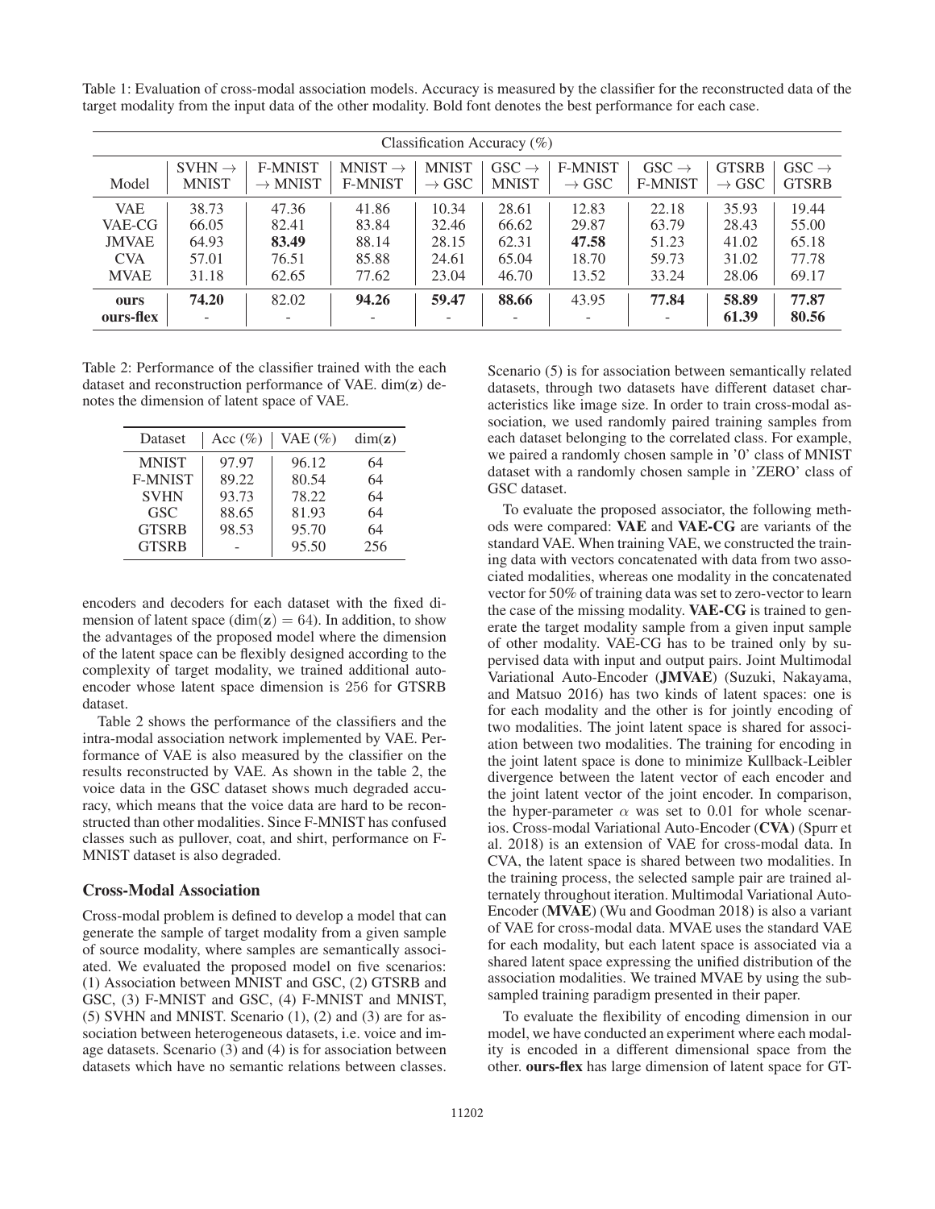Table 1: Evaluation of cross-modal association models. Accuracy is measured by the classifier for the reconstructed data of the target modality from the input data of the other modality. Bold font denotes the best performance for each case.

| | Classification Accuracy (%) | | | | | | | | |
|---|---|---|---|---|---|---|---|---|---|
| Model | SVHN → MNIST | F-MNIST → MNIST | MNIST → F-MNIST | MNIST → GSC | GSC → MNIST | F-MNIST → GSC | GSC → F-MNIST | GTSRB → GSC | GSC → GTSRB |
| VAE | 38.73 | 47.36 | 41.86 | 10.34 | 28.61 | 12.83 | 22.18 | 35.93 | 19.44 |
| VAE-CG | 66.05 | 82.41 | 83.84 | 32.46 | 66.62 | 29.87 | 63.79 | 28.43 | 55.00 |
| JMVAE | 64.93 | **83.49** | 88.14 | 28.15 | 62.31 | **47.58** | 51.23 | 41.02 | 65.18 |
| CVA | 57.01 | 76.51 | 85.88 | 24.61 | 65.04 | 18.70 | 59.73 | 31.02 | 77.78 |
| MVAE | 31.18 | 62.65 | 77.62 | 23.04 | 46.70 | 13.52 | 33.24 | 28.06 | 69.17 |
| **ours** | **74.20** | 82.02 | **94.26** | **59.47** | **88.66** | 43.95 | **77.84** | 58.89 | 77.87 |
| **ours-flex** | - | - | - | - | - | - | - | **61.39** | **80.56** |

Table 2: Performance of the classifier trained with the each dataset and reconstruction performance of VAE. dim($\mathbf{z}$) denotes the dimension of latent space of VAE.

| Dataset | Acc (%) | VAE (%) | dim($\mathbf{z}$) |
|---|---|---|---|
| MNIST | 97.97 | 96.12 | 64 |
| F-MNIST | 89.22 | 80.54 | 64 |
| SVHN | 93.73 | 78.22 | 64 |
| GSC | 88.65 | 81.93 | 64 |
| GTSRB | 98.53 | 95.70 | 64 |
| GTSRB | - | 95.50 | 256 |

encoders and decoders for each dataset with the fixed dimension of latent space ($\dim(\mathbf{z}) = 64$). In addition, to show the advantages of the proposed model where the dimension of the latent space can be flexibly designed according to the complexity of target modality, we trained additional autoencoder whose latent space dimension is 256 for GTSRB dataset.

Table 2 shows the performance of the classifiers and the intra-modal association network implemented by VAE. Performance of VAE is also measured by the classifier on the results reconstructed by VAE. As shown in the table 2, the voice data in the GSC dataset shows much degraded accuracy, which means that the voice data are hard to be reconstructed than other modalities. Since F-MNIST has confused classes such as pullover, coat, and shirt, performance on F-MNIST dataset is also degraded.

## Cross-Modal Association

Cross-modal problem is defined to develop a model that can generate the sample of target modality from a given sample of source modality, where samples are semantically associated. We evaluated the proposed model on five scenarios: (1) Association between MNIST and GSC, (2) GTSRB and GSC, (3) F-MNIST and GSC, (4) F-MNIST and MNIST, (5) SVHN and MNIST. Scenario (1), (2) and (3) are for association between heterogeneous datasets, i.e. voice and image datasets. Scenario (3) and (4) is for association between datasets which have no semantic relations between classes. Scenario (5) is for association between semantically related datasets, through two datasets have different dataset characteristics like image size. In order to train cross-modal association, we used randomly paired training samples from each dataset belonging to the correlated class. For example, we paired a randomly chosen sample in '0' class of MNIST dataset with a randomly chosen sample in 'ZERO' class of GSC dataset.

To evaluate the proposed associator, the following methods were compared: **VAE** and **VAE-CG** are variants of the standard VAE. When training VAE, we constructed the training data with vectors concatenated with data from two associated modalities, whereas one modality in the concatenated vector for 50% of training data was set to zero-vector to learn the case of the missing modality. **VAE-CG** is trained to generate the target modality sample from a given input sample of other modality. VAE-CG has to be trained only by supervised data with input and output pairs. Joint Multimodal Variational Auto-Encoder (**JMVAE**) (Suzuki, Nakayama, and Matsuo 2016) has two kinds of latent spaces: one is for each modality and the other is for jointly encoding of two modalities. The joint latent space is shared for association between two modalities. The training for encoding in the joint latent space is done to minimize Kullback-Leibler divergence between the latent vector of each encoder and the joint latent vector of the joint encoder. In comparison, the hyper-parameter $\alpha$ was set to 0.01 for whole scenarios. Cross-modal Variational Auto-Encoder (**CVA**) (Spurr et al. 2018) is an extension of VAE for cross-modal data. In CVA, the latent space is shared between two modalities. In the training process, the selected sample pair are trained alternately throughout iteration. Multimodal Variational Auto-Encoder (**MVAE**) (Wu and Goodman 2018) is also a variant of VAE for cross-modal data. MVAE uses the standard VAE for each modality, but each latent space is associated via a shared latent space expressing the unified distribution of the association modalities. We trained MVAE by using the subsampled training paradigm presented in their paper.

To evaluate the flexibility of encoding dimension in our model, we have conducted an experiment where each modality is encoded in a different dimensional space from the other. **ours-flex** has large dimension of latent space for GT-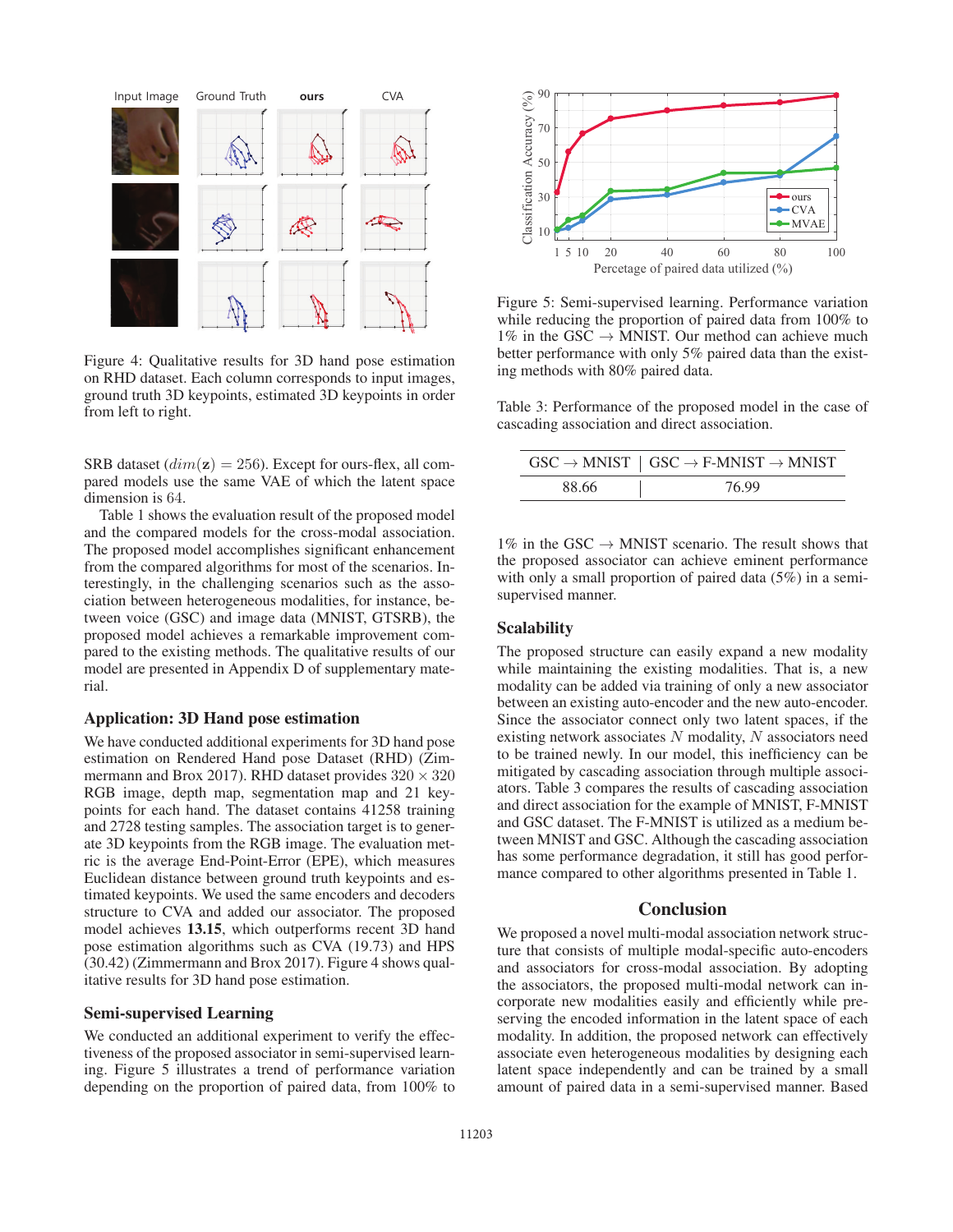Figure 4: Qualitative results for 3D hand pose estimation on RHD dataset. Each column corresponds to input images, ground truth 3D keypoints, estimated 3D keypoints in order from left to right.

SRB dataset ($dim(\mathbf{z}) = 256$). Except for ours-flex, all compared models use the same VAE of which the latent space dimension is 64.

Table 1 shows the evaluation result of the proposed model and the compared models for the cross-modal association. The proposed model accomplishes significant enhancement from the compared algorithms for most of the scenarios. Interestingly, in the challenging scenarios such as the association between heterogeneous modalities, for instance, between voice (GSC) and image data (MNIST, GTSRB), the proposed model achieves a remarkable improvement compared to the existing methods. The qualitative results of our model are presented in Appendix D of supplementary material.

## Application: 3D Hand pose estimation

We have conducted additional experiments for 3D hand pose estimation on Rendered Hand pose Dataset (RHD) (Zimmermann and Brox 2017). RHD dataset provides $320 \times 320$ RGB image, depth map, segmentation map and 21 keypoints for each hand. The dataset contains 41258 training and 2728 testing samples. The association target is to generate 3D keypoints from the RGB image. The evaluation metric is the average End-Point-Error (EPE), which measures Euclidean distance between ground truth keypoints and estimated keypoints. We used the same encoders and decoders structure to CVA and added our associator. The proposed model achieves **13.15**, which outperforms recent 3D hand pose estimation algorithms such as CVA (19.73) and HPS (30.42) (Zimmermann and Brox 2017). Figure 4 shows qualitative results for 3D hand pose estimation.

## Semi-supervised Learning

We conducted an additional experiment to verify the effectiveness of the proposed associator in semi-supervised learning. Figure 5 illustrates a trend of performance variation depending on the proportion of paired data, from 100% to 1% in the GSC $\rightarrow$ MNIST scenario. The result shows that the proposed associator can achieve eminent performance with only a small proportion of paired data (5%) in a semi-supervised manner.

Figure 5: Semi-supervised learning. Performance variation while reducing the proportion of paired data from 100% to 1% in the GSC $\rightarrow$ MNIST. Our method can achieve much better performance with only 5% paired data than the existing methods with 80% paired data.

Table 3: Performance of the proposed model in the case of cascading association and direct association.

| GSC $\rightarrow$ MNIST | GSC $\rightarrow$ F-MNIST $\rightarrow$ MNIST |
|---|---|
| 88.66 | 76.99 |

## Scalability

The proposed structure can easily expand a new modality while maintaining the existing modalities. That is, a new modality can be added via training of only a new associator between an existing auto-encoder and the new auto-encoder. Since the associator connect only two latent spaces, if the existing network associates $N$ modality, $N$ associators need to be trained newly. In our model, this inefficiency can be mitigated by cascading association through multiple associators. Table 3 compares the results of cascading association and direct association for the example of MNIST, F-MNIST and GSC dataset. The F-MNIST is utilized as a medium between MNIST and GSC. Although the cascading association has some performance degradation, it still has good performance compared to other algorithms presented in Table 1.

## Conclusion

We proposed a novel multi-modal association network structure that consists of multiple modal-specific auto-encoders and associators for cross-modal association. By adopting the associators, the proposed multi-modal network can incorporate new modalities easily and efficiently while preserving the encoded information in the latent space of each modality. In addition, the proposed network can effectively associate even heterogeneous modalities by designing each latent space independently and can be trained by a small amount of paired data in a semi-supervised manner. Based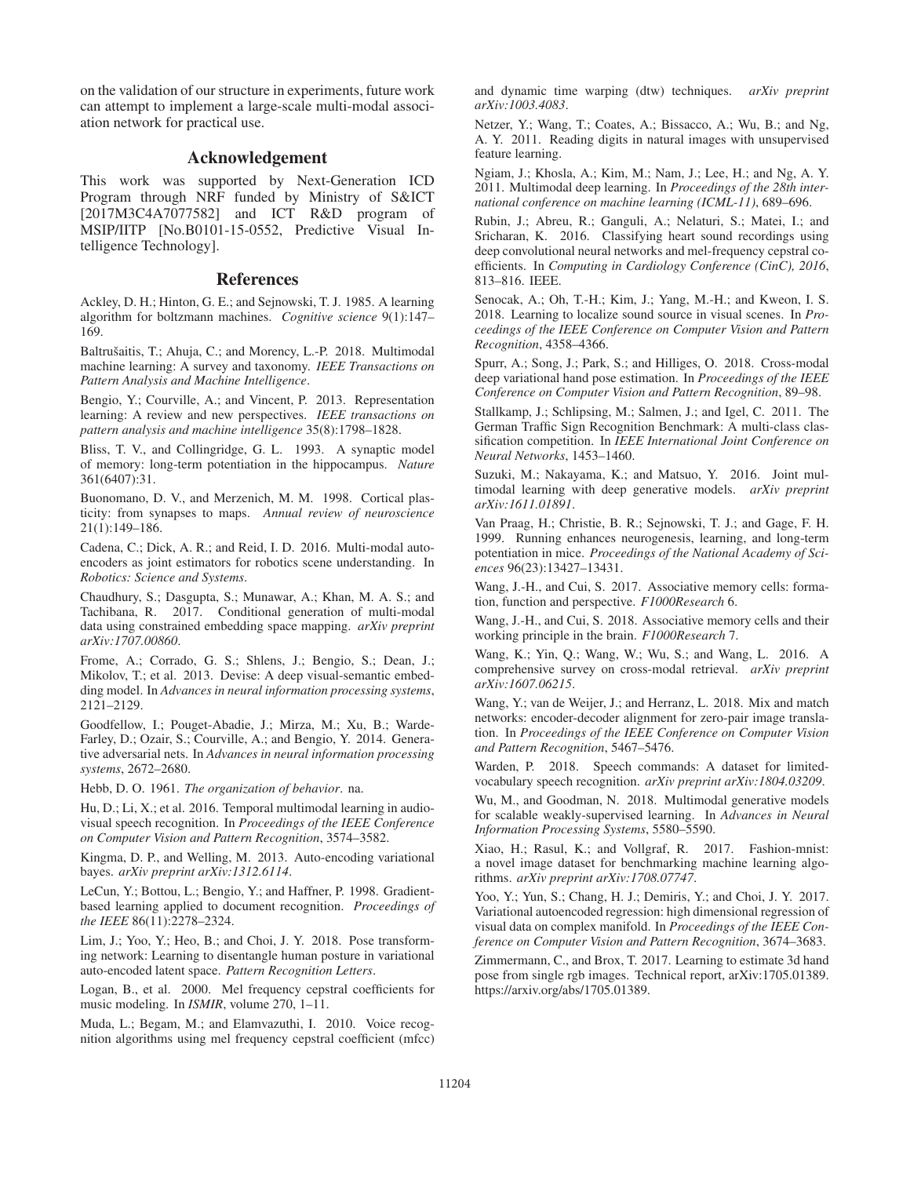on the validation of our structure in experiments, future work can attempt to implement a large-scale multi-modal association network for practical use.

## Acknowledgement

This work was supported by Next-Generation ICD Program through NRF funded by Ministry of S&ICT [2017M3C4A7077582] and ICT R&D program of MSIP/IITP [No.B0101-15-0552, Predictive Visual Intelligence Technology].

## References

Ackley, D. H.; Hinton, G. E.; and Sejnowski, T. J. 1985. A learning algorithm for boltzmann machines. *Cognitive science* 9(1):147–169.

Baltrušaitis, T.; Ahuja, C.; and Morency, L.-P. 2018. Multimodal machine learning: A survey and taxonomy. *IEEE Transactions on Pattern Analysis and Machine Intelligence*.

Bengio, Y.; Courville, A.; and Vincent, P. 2013. Representation learning: A review and new perspectives. *IEEE transactions on pattern analysis and machine intelligence* 35(8):1798–1828.

Bliss, T. V., and Collingridge, G. L. 1993. A synaptic model of memory: long-term potentiation in the hippocampus. *Nature* 361(6407):31.

Buonomano, D. V., and Merzenich, M. M. 1998. Cortical plasticity: from synapses to maps. *Annual review of neuroscience* 21(1):149–186.

Cadena, C.; Dick, A. R.; and Reid, I. D. 2016. Multi-modal autoencoders as joint estimators for robotics scene understanding. In *Robotics: Science and Systems*.

Chaudhury, S.; Dasgupta, S.; Munawar, A.; Khan, M. A. S.; and Tachibana, R. 2017. Conditional generation of multi-modal data using constrained embedding space mapping. *arXiv preprint arXiv:1707.00860*.

Frome, A.; Corrado, G. S.; Shlens, J.; Bengio, S.; Dean, J.; Mikolov, T.; et al. 2013. Devise: A deep visual-semantic embedding model. In *Advances in neural information processing systems*, 2121–2129.

Goodfellow, I.; Pouget-Abadie, J.; Mirza, M.; Xu, B.; Warde-Farley, D.; Ozair, S.; Courville, A.; and Bengio, Y. 2014. Generative adversarial nets. In *Advances in neural information processing systems*, 2672–2680.

Hebb, D. O. 1961. *The organization of behavior*. na.

Hu, D.; Li, X.; et al. 2016. Temporal multimodal learning in audiovisual speech recognition. In *Proceedings of the IEEE Conference on Computer Vision and Pattern Recognition*, 3574–3582.

Kingma, D. P., and Welling, M. 2013. Auto-encoding variational bayes. *arXiv preprint arXiv:1312.6114*.

LeCun, Y.; Bottou, L.; Bengio, Y.; and Haffner, P. 1998. Gradient-based learning applied to document recognition. *Proceedings of the IEEE* 86(11):2278–2324.

Lim, J.; Yoo, Y.; Heo, B.; and Choi, J. Y. 2018. Pose transforming network: Learning to disentangle human posture in variational auto-encoded latent space. *Pattern Recognition Letters*.

Logan, B., et al. 2000. Mel frequency cepstral coefficients for music modeling. In *ISMIR*, volume 270, 1–11.

Muda, L.; Begam, M.; and Elamvazuthi, I. 2010. Voice recognition algorithms using mel frequency cepstral coefficient (mfcc) and dynamic time warping (dtw) techniques. *arXiv preprint arXiv:1003.4083*.

Netzer, Y.; Wang, T.; Coates, A.; Bissacco, A.; Wu, B.; and Ng, A. Y. 2011. Reading digits in natural images with unsupervised feature learning.

Ngiam, J.; Khosla, A.; Kim, M.; Nam, J.; Lee, H.; and Ng, A. Y. 2011. Multimodal deep learning. In *Proceedings of the 28th international conference on machine learning (ICML-11)*, 689–696.

Rubin, J.; Abreu, R.; Ganguli, A.; Nelaturi, S.; Matei, I.; and Sricharan, K. 2016. Classifying heart sound recordings using deep convolutional neural networks and mel-frequency cepstral coefficients. In *Computing in Cardiology Conference (CinC), 2016*, 813–816. IEEE.

Senocak, A.; Oh, T.-H.; Kim, J.; Yang, M.-H.; and Kweon, I. S. 2018. Learning to localize sound source in visual scenes. In *Proceedings of the IEEE Conference on Computer Vision and Pattern Recognition*, 4358–4366.

Spurr, A.; Song, J.; Park, S.; and Hilliges, O. 2018. Cross-modal deep variational hand pose estimation. In *Proceedings of the IEEE Conference on Computer Vision and Pattern Recognition*, 89–98.

Stallkamp, J.; Schlipsing, M.; Salmen, J.; and Igel, C. 2011. The German Traffic Sign Recognition Benchmark: A multi-class classification competition. In *IEEE International Joint Conference on Neural Networks*, 1453–1460.

Suzuki, M.; Nakayama, K.; and Matsuo, Y. 2016. Joint multimodal learning with deep generative models. *arXiv preprint arXiv:1611.01891*.

Van Praag, H.; Christie, B. R.; Sejnowski, T. J.; and Gage, F. H. 1999. Running enhances neurogenesis, learning, and long-term potentiation in mice. *Proceedings of the National Academy of Sciences* 96(23):13427–13431.

Wang, J.-H., and Cui, S. 2017. Associative memory cells: formation, function and perspective. *F1000Research* 6.

Wang, J.-H., and Cui, S. 2018. Associative memory cells and their working principle in the brain. *F1000Research* 7.

Wang, K.; Yin, Q.; Wang, W.; Wu, S.; and Wang, L. 2016. A comprehensive survey on cross-modal retrieval. *arXiv preprint arXiv:1607.06215*.

Wang, Y.; van de Weijer, J.; and Herranz, L. 2018. Mix and match networks: encoder-decoder alignment for zero-pair image translation. In *Proceedings of the IEEE Conference on Computer Vision and Pattern Recognition*, 5467–5476.

Warden, P. 2018. Speech commands: A dataset for limited-vocabulary speech recognition. *arXiv preprint arXiv:1804.03209*.

Wu, M., and Goodman, N. 2018. Multimodal generative models for scalable weakly-supervised learning. In *Advances in Neural Information Processing Systems*, 5580–5590.

Xiao, H.; Rasul, K.; and Vollgraf, R. 2017. Fashion-mnist: a novel image dataset for benchmarking machine learning algorithms. *arXiv preprint arXiv:1708.07747*.

Yoo, Y.; Yun, S.; Chang, H. J.; Demiris, Y.; and Choi, J. Y. 2017. Variational autoencoded regression: high dimensional regression of visual data on complex manifold. In *Proceedings of the IEEE Conference on Computer Vision and Pattern Recognition*, 3674–3683.

Zimmermann, C., and Brox, T. 2017. Learning to estimate 3d hand pose from single rgb images. Technical report, arXiv:1705.01389. https://arxiv.org/abs/1705.01389.